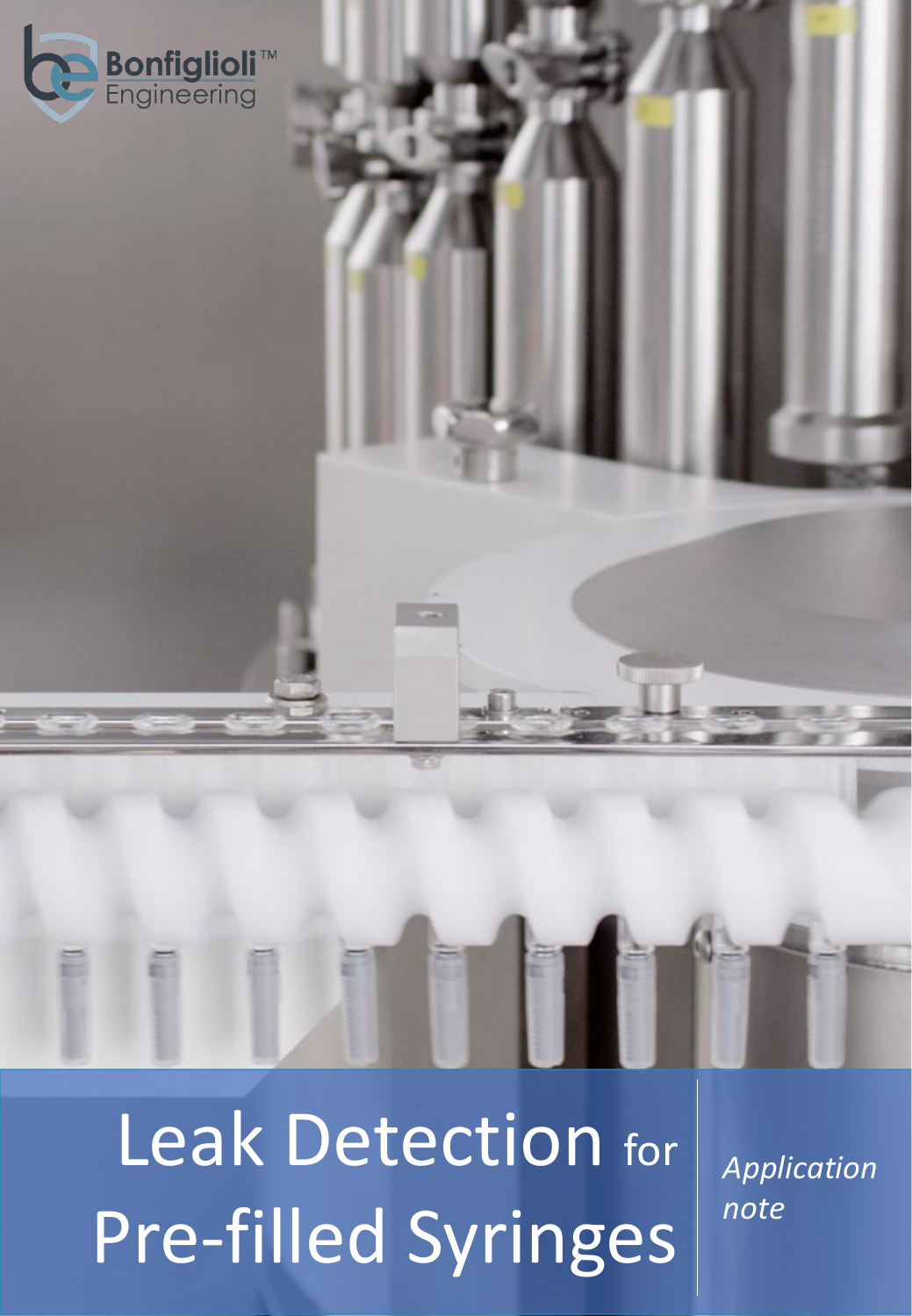Bonfiglioli™ Engineering

# Leak Detection for Pre-filled Syringes

*Application note*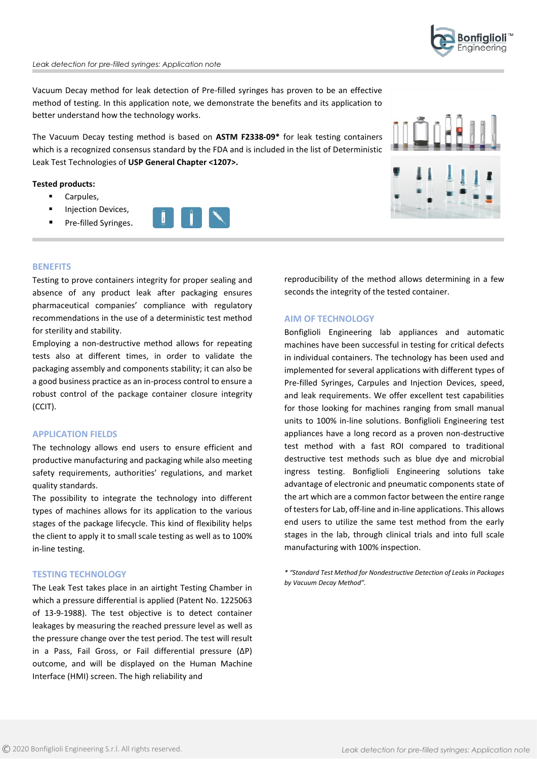Vacuum Decay method for leak detection of Pre-filled syringes has proven to be an effective method of testing. In this application note, we demonstrate the benefits and its application to better understand how the technology works.

The Vacuum Decay testing method is based on **ASTM F2338-09*** for leak testing containers which is a recognized consensus standard by the FDA and is included in the list of Deterministic Leak Test Technologies of **USP General Chapter <1207>.**

**Tested products:**

- Carpules,
- Injection Devices,
- Pre-filled Syringes.

## BENEFITS

Testing to prove containers integrity for proper sealing and absence of any product leak after packaging ensures pharmaceutical companies' compliance with regulatory recommendations in the use of a deterministic test method for sterility and stability.

Employing a non-destructive method allows for repeating tests also at different times, in order to validate the packaging assembly and components stability; it can also be a good business practice as an in-process control to ensure a robust control of the package container closure integrity (CCIT).

## APPLICATION FIELDS

The technology allows end users to ensure efficient and productive manufacturing and packaging while also meeting safety requirements, authorities' regulations, and market quality standards.

The possibility to integrate the technology into different types of machines allows for its application to the various stages of the package lifecycle. This kind of flexibility helps the client to apply it to small scale testing as well as to 100% in-line testing.

## TESTING TECHNOLOGY

The Leak Test takes place in an airtight Testing Chamber in which a pressure differential is applied (Patent No. 1225063 of 13-9-1988). The test objective is to detect container leakages by measuring the reached pressure level as well as the pressure change over the test period. The test will result in a Pass, Fail Gross, or Fail differential pressure (ΔP) outcome, and will be displayed on the Human Machine Interface (HMI) screen. The high reliability and reproducibility of the method allows determining in a few seconds the integrity of the tested container.

## AIM OF TECHNOLOGY

Bonfiglioli Engineering lab appliances and automatic machines have been successful in testing for critical defects in individual containers. The technology has been used and implemented for several applications with different types of Pre-filled Syringes, Carpules and Injection Devices, speed, and leak requirements. We offer excellent test capabilities for those looking for machines ranging from small manual units to 100% in-line solutions. Bonfiglioli Engineering test appliances have a long record as a proven non-destructive test method with a fast ROI compared to traditional destructive test methods such as blue dye and microbial ingress testing. Bonfiglioli Engineering solutions take advantage of electronic and pneumatic components state of the art which are a common factor between the entire range of testers for Lab, off-line and in-line applications. This allows end users to utilize the same test method from the early stages in the lab, through clinical trials and into full scale manufacturing with 100% inspection.

*\* "Standard Test Method for Nondestructive Detection of Leaks in Packages by Vacuum Decay Method".*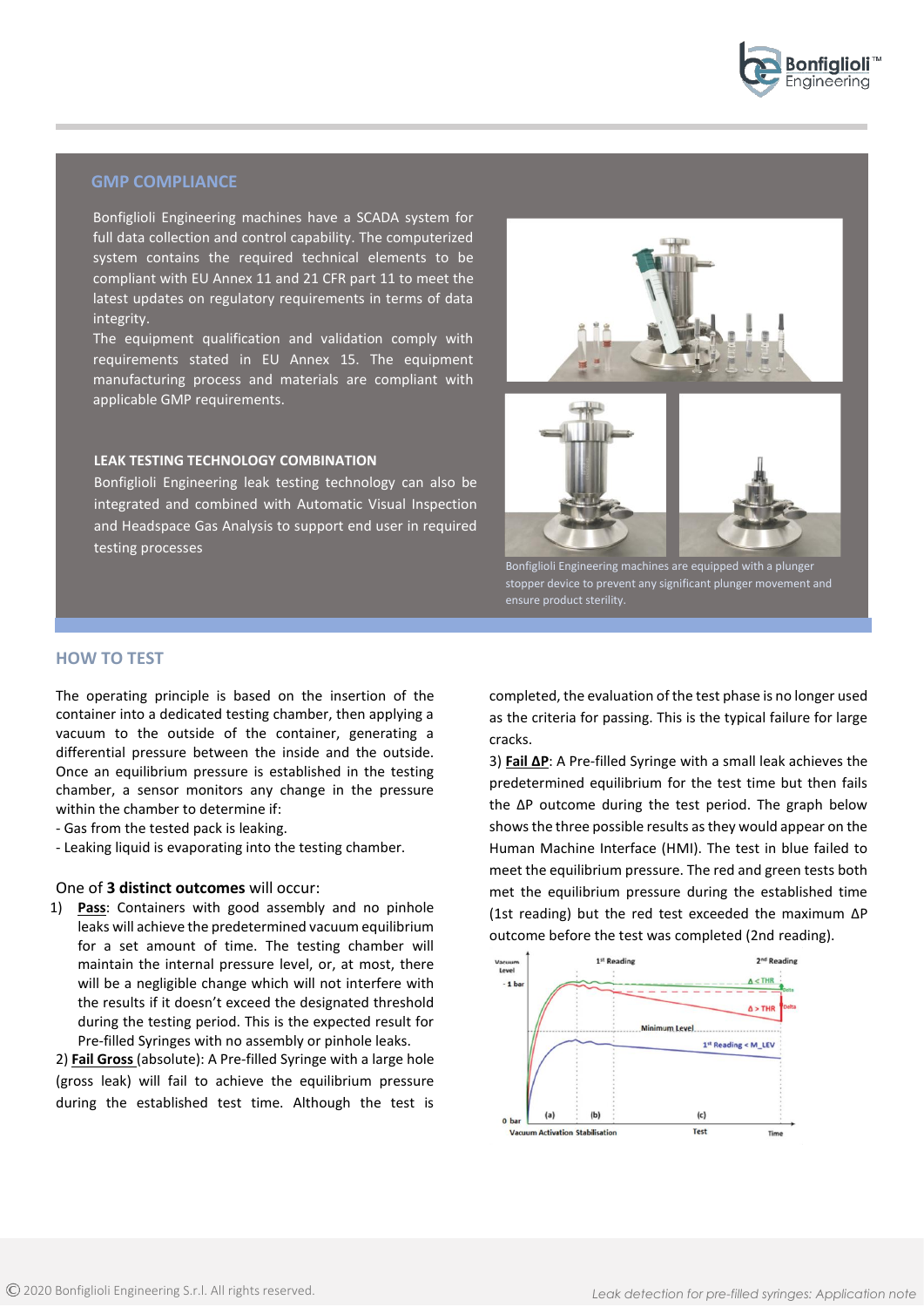## GMP COMPLIANCE

Bonfiglioli Engineering machines have a SCADA system for full data collection and control capability. The computerized system contains the required technical elements to be compliant with EU Annex 11 and 21 CFR part 11 to meet the latest updates on regulatory requirements in terms of data integrity.
The equipment qualification and validation comply with requirements stated in EU Annex 15. The equipment manufacturing process and materials are compliant with applicable GMP requirements.

### LEAK TESTING TECHNOLOGY COMBINATION

Bonfiglioli Engineering leak testing technology can also be integrated and combined with Automatic Visual Inspection and Headspace Gas Analysis to support end user in required testing processes

Bonfiglioli Engineering machines are equipped with a plunger stopper device to prevent any significant plunger movement and ensure product sterility.

## HOW TO TEST

The operating principle is based on the insertion of the container into a dedicated testing chamber, then applying a vacuum to the outside of the container, generating a differential pressure between the inside and the outside. Once an equilibrium pressure is established in the testing chamber, a sensor monitors any change in the pressure within the chamber to determine if:

- Gas from the tested pack is leaking.
- Leaking liquid is evaporating into the testing chamber.

One of **3 distinct outcomes** will occur:

1) **Pass**: Containers with good assembly and no pinhole leaks will achieve the predetermined vacuum equilibrium for a set amount of time. The testing chamber will maintain the internal pressure level, or, at most, there will be a negligible change which will not interfere with the results if it doesn't exceed the designated threshold during the testing period. This is the expected result for Pre-filled Syringes with no assembly or pinhole leaks.

2) **Fail Gross** (absolute): A Pre-filled Syringe with a large hole (gross leak) will fail to achieve the equilibrium pressure during the established test time. Although the test is completed, the evaluation of the test phase is no longer used as the criteria for passing. This is the typical failure for large cracks.

3) **Fail ΔP**: A Pre-filled Syringe with a small leak achieves the predetermined equilibrium for the test time but then fails the ΔP outcome during the test period. The graph below shows the three possible results as they would appear on the Human Machine Interface (HMI). The test in blue failed to meet the equilibrium pressure. The red and green tests both met the equilibrium pressure during the established time (1st reading) but the red test exceeded the maximum ΔP outcome before the test was completed (2nd reading).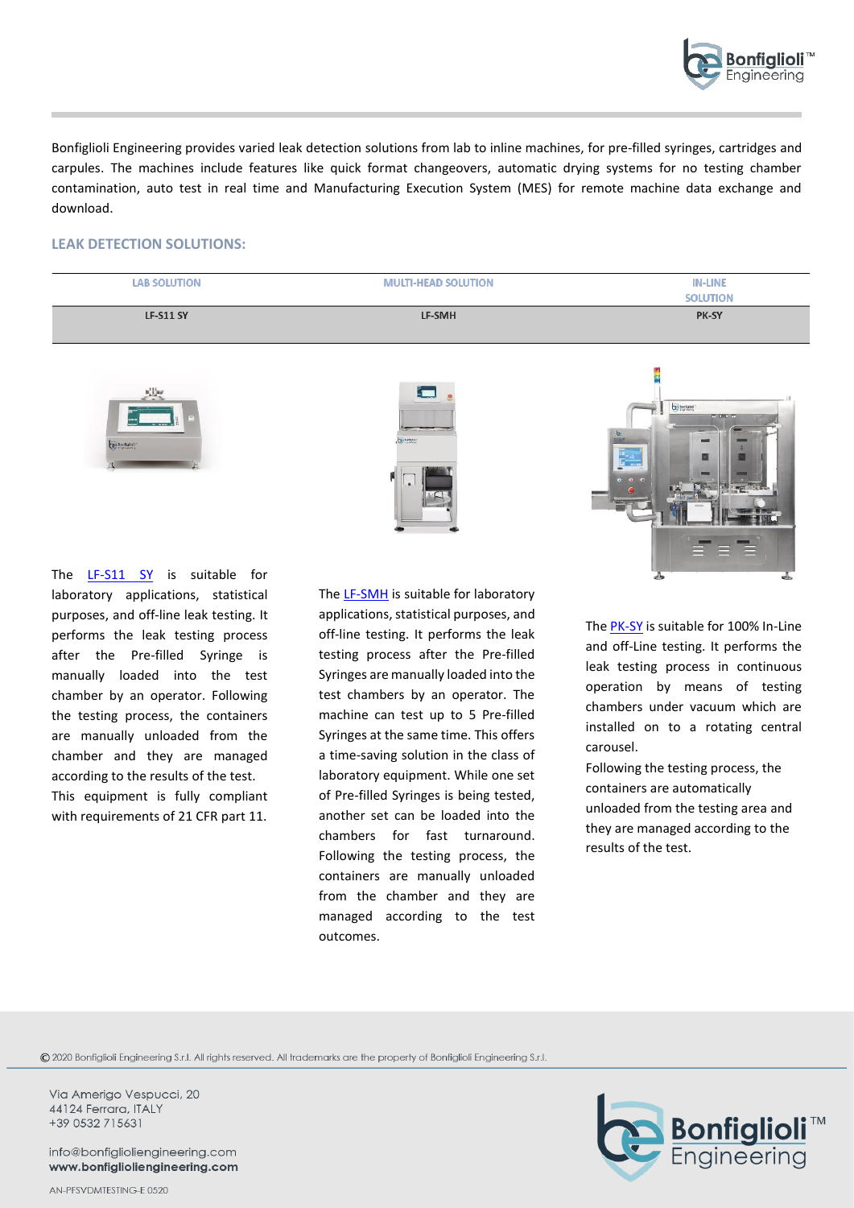Bonfiglioli Engineering provides varied leak detection solutions from lab to inline machines, for pre-filled syringes, cartridges and carpules. The machines include features like quick format changeovers, automatic drying systems for no testing chamber contamination, auto test in real time and Manufacturing Execution System (MES) for remote machine data exchange and download.

## LEAK DETECTION SOLUTIONS:

| LAB SOLUTION | MULTI-HEAD SOLUTION | IN-LINE SOLUTION |
| --- | --- | --- |
| LF-S11 SY | LF-SMH | PK-SY |

The LF-S11 SY is suitable for laboratory applications, statistical purposes, and off-line leak testing. It performs the leak testing process after the Pre-filled Syringe is manually loaded into the test chamber by an operator. Following the testing process, the containers are manually unloaded from the chamber and they are managed according to the results of the test.
This equipment is fully compliant with requirements of 21 CFR part 11.

The LF-SMH is suitable for laboratory applications, statistical purposes, and off-line testing. It performs the leak testing process after the Pre-filled Syringes are manually loaded into the test chambers by an operator. The machine can test up to 5 Pre-filled Syringes at the same time. This offers a time-saving solution in the class of laboratory equipment. While one set of Pre-filled Syringes is being tested, another set can be loaded into the chambers for fast turnaround. Following the testing process, the containers are manually unloaded from the chamber and they are managed according to the test outcomes.

The PK-SY is suitable for 100% In-Line and off-Line testing. It performs the leak testing process in continuous operation by means of testing chambers under vacuum which are installed on to a rotating central carousel.
Following the testing process, the containers are automatically unloaded from the testing area and they are managed according to the results of the test.

© 2020 Bonfiglioli Engineering S.r.l. All rights reserved. All trademarks are the property of Bonfiglioli Engineering S.r.l.

Via Amerigo Vespucci, 20
44124 Ferrara, ITALY
+39 0532 715631

info@bonfiglioliengineering.com
**www.bonfiglioliengineering.com**

AN-PFSYDMTESTING-E 0520